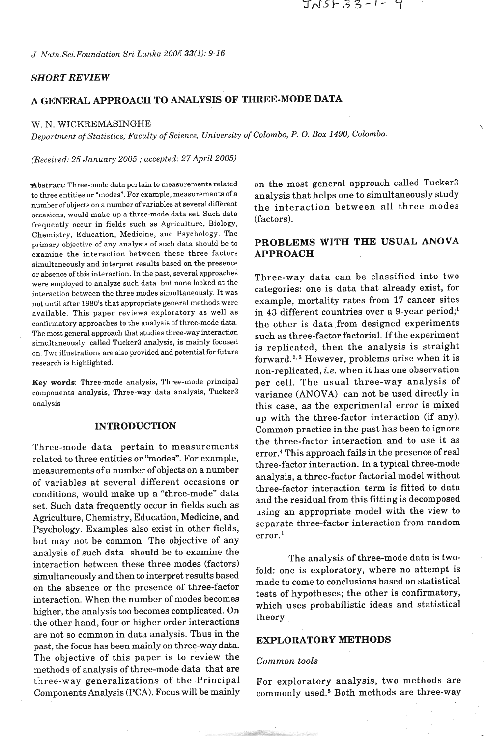*SHORT REVIEW*

# A GENERAL APPROACH TO ANALYSIS OF THREE-MODE DATA

W. N. WICKREMASINGHE

*Department of Statistics, Faculty of Science, University of Colombo, P. O. Box 1490, Colombo.*

*(Received: 25 January 2005 ; accepted: 27 April 2005)*

**Abstract**: Three-mode data pertain to measurements related to three entities or "modes". For example, measurements of a number of objects on a number of variables at several different occasions, would make up a three-mode data set. Such data frequently occur in fields such as Agriculture, Biology, Chemistry, Education, Medicine, and Psychology. The primary objective of any analysis of such data should be to examine the interaction between these three factors simultaneously and interpret results based on the presence or absence of this interaction. In the past, several approaches were employed to analyze such data but none looked at the interaction between the three modes simultaneously. It was not until after 1980's that appropriate general methods were available. This paper reviews exploratory as well as confirmatory approaches to the analysis of three-mode data. The most general approach that studies three-way interaction simultaneously, called Tucker3 analysis, is mainly focused on. Two illustrations are also provided and potential for future research is highlighted.

**Key words**: Three-mode analysis, Three-mode principal components analysis, Three-way data analysis, Tucker3 analysis

## INTRODUCTION

Three-mode data pertain to measurements related to three entities or "modes". For example, measurements of a number of objects on a number of variables at several different occasions or conditions, would make up a "three-mode" data set. Such data frequently occur in fields such as Agriculture, Chemistry, Education, Medicine, and Psychology. Examples also exist in other fields, but may not be common. The objective of any analysis of such data should be to examine the interaction between these three modes (factors) simultaneously and then to interpret results based on the absence or the presence of three-factor interaction. When the number of modes becomes higher, the analysis too becomes complicated. On the other hand, four or higher order interactions are not so common in data analysis. Thus in the past, the focus has been mainly on three-way data. The objective of this paper is to review the methods of analysis of three-mode data that are three-way generalizations of the Principal Components Analysis (PCA). Focus will be mainly on the most general approach called Tucker3 analysis that helps one to simultaneously study the interaction between all three modes (factors).

## PROBLEMS WITH THE USUAL ANOVA APPROACH

Three-way data can be classified into two categories: one is data that already exist, for example, mortality rates from 17 cancer sites in 43 different countries over a 9-year period;[1] the other is data from designed experiments such as three-factor factorial. If the experiment is replicated, then the analysis is straight forward.[2, 3] However, problems arise when it is non-replicated, *i.e.* when it has one observation per cell. The usual three-way analysis of variance (ANOVA) can not be used directly in this case, as the experimental error is mixed up with the three-factor interaction (if any). Common practice in the past has been to ignore the three-factor interaction and to use it as error.[4] This approach fails in the presence of real three-factor interaction. In a typical three-mode analysis, a three-factor factorial model without three-factor interaction term is fitted to data and the residual from this fitting is decomposed using an appropriate model with the view to separate three-factor interaction from random error.[1]

The analysis of three-mode data is two-fold: one is exploratory, where no attempt is made to come to conclusions based on statistical tests of hypotheses; the other is confirmatory, which uses probabilistic ideas and statistical theory.

## EXPLORATORY METHODS

### *Common tools*

For exploratory analysis, two methods are commonly used.[5] Both methods are three-way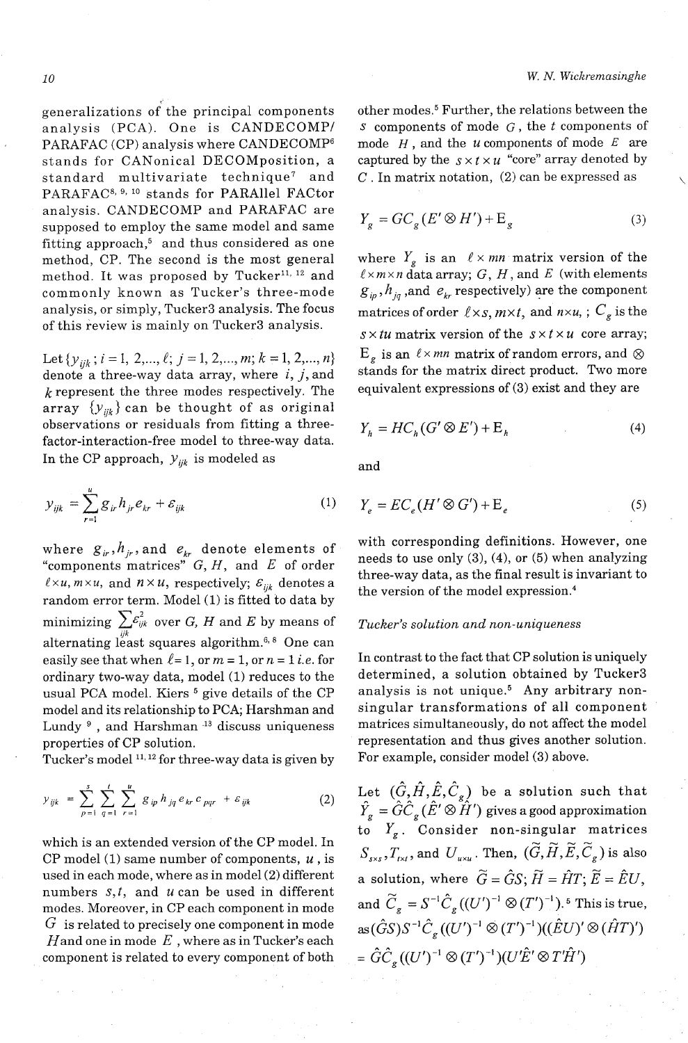generalizations of the principal components analysis (PCA). One is CANDECOMP/PARAFAC (CP) analysis where CANDECOMP[6] stands for CANonical DECOMposition, a standard multivariate technique[7] and PARAFAC[8, 9, 10] stands for PARAllel FACtor analysis. CANDECOMP and PARAFAC are supposed to employ the same model and same fitting approach,[5] and thus considered as one method, CP. The second is the most general method. It was proposed by Tucker[11, 12] and commonly known as Tucker's three-mode analysis, or simply, Tucker3 analysis. The focus of this review is mainly on Tucker3 analysis.

Let $\{y_{ijk}; i = 1, 2,..., \ell; j = 1, 2,..., m; k = 1, 2,..., n\}$ denote a three-way data array, where $i$, $j$, and $k$ represent the three modes respectively. The array $\{y_{ijk}\}$ can be thought of as original observations or residuals from fitting a three-factor-interaction-free model to three-way data. In the CP approach, $y_{ijk}$ is modeled as

$$y_{ijk} = \sum_{r=1}^{u} g_{ir} h_{jr} e_{kr} + \varepsilon_{ijk} \tag{1}$$

where $g_{ir}, h_{jr}$, and $e_{kr}$ denote elements of "components matrices" $G$, $H$, and $E$ of order $\ell \times u$, $m \times u$, and $n \times u$, respectively; $\varepsilon_{ijk}$ denotes a random error term. Model (1) is fitted to data by minimizing $\sum_{ijk} \varepsilon_{ijk}^2$ over $G$, $H$ and $E$ by means of alternating least squares algorithm.[6, 8] One can easily see that when $\ell = 1$, or $m = 1$, or $n = 1$ *i.e.* for ordinary two-way data, model (1) reduces to the usual PCA model. Kiers [5] give details of the CP model and its relationship to PCA; Harshman and Lundy [9], and Harshman [13] discuss uniqueness properties of CP solution.

Tucker's model [11, 12] for three-way data is given by

$$y_{ijk} = \sum_{p=1}^{s} \sum_{q=1}^{t} \sum_{r=1}^{u} g_{ip} h_{jq} e_{kr} c_{pqr} + \varepsilon_{ijk} \tag{2}$$

which is an extended version of the CP model. In CP model (1) same number of components, $u$, is used in each mode, where as in model (2) different numbers $s, t$, and $u$ can be used in different modes. Moreover, in CP each component in mode $G$ is related to precisely one component in mode $H$ and one in mode $E$, where as in Tucker's each component is related to every component of both other modes.[5] Further, the relations between the $s$ components of mode $G$, the $t$ components of mode $H$, and the $u$ components of mode $E$ are captured by the $s \times t \times u$ "core" array denoted by $C$. In matrix notation, (2) can be expressed as

$$Y_g = GC_g(E' \otimes H') + \mathrm{E}_g \tag{3}$$

where $Y_g$ is an $\ell \times mn$ matrix version of the $\ell \times m \times n$ data array; $G$, $H$, and $E$ (with elements $g_{ip}, h_{jq}$, and $e_{kr}$ respectively) are the component matrices of order $\ell \times s$, $m \times t$, and $n \times u$, ; $C_g$ is the $s \times tu$ matrix version of the $s \times t \times u$ core array; $\mathrm{E}_g$ is an $\ell \times mn$ matrix of random errors, and $\otimes$ stands for the matrix direct product. Two more equivalent expressions of (3) exist and they are

$$Y_h = HC_h(G' \otimes E') + \mathrm{E}_h \tag{4}$$

and

$$Y_e = EC_e(H' \otimes G') + \mathrm{E}_e \tag{5}$$

with corresponding definitions. However, one needs to use only (3), (4), or (5) when analyzing three-way data, as the final result is invariant to the version of the model expression.[4]

*Tucker's solution and non-uniqueness*

In contrast to the fact that CP solution is uniquely determined, a solution obtained by Tucker3 analysis is not unique.[5] Any arbitrary non-singular transformations of all component matrices simultaneously, do not affect the model representation and thus gives another solution. For example, consider model (3) above.

Let $(\hat{G}, \hat{H}, \hat{E}, \hat{C}_g)$ be a solution such that $\hat{Y}_g = \hat{G}\hat{C}_g(\hat{E}' \otimes \hat{H}')$ gives a good approximation to $Y_g$. Consider non-singular matrices $S_{s \times s}, T_{t \times t}$, and $U_{u \times u}$. Then, $(\widetilde{G}, \widetilde{H}, \widetilde{E}, \widetilde{C}_g)$ is also a solution, where $\widetilde{G} = \hat{G}S$; $\widetilde{H} = \hat{H}T$; $\widetilde{E} = \hat{E}U$, and $\widetilde{C}_g = S^{-1}\hat{C}_g((U')^{-1} \otimes (T')^{-1})$.[5] This is true, as $(\hat{G}S)S^{-1}\hat{C}_g((U')^{-1} \otimes (T')^{-1})((\hat{E}U)' \otimes (\hat{H}T)')$ $= \hat{G}\hat{C}_g((U')^{-1} \otimes (T')^{-1})(U'\hat{E}' \otimes T'\hat{H}')$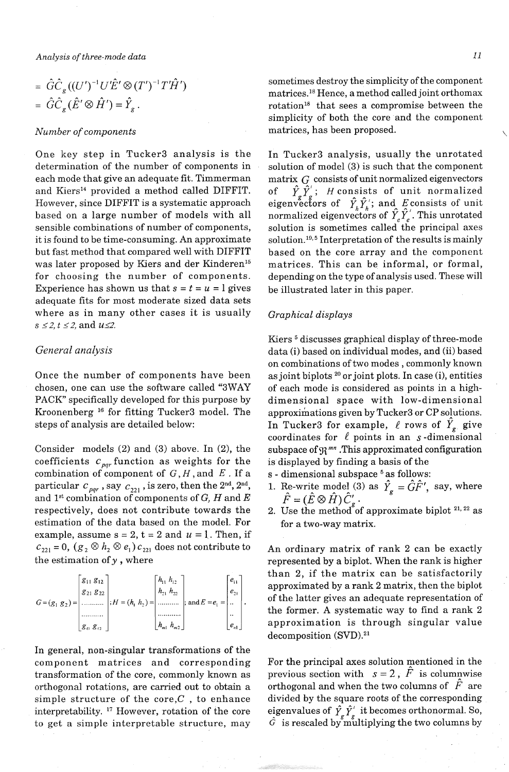$$= \hat{G}\hat{C}_g((U')^{-1}U'\hat{E}' \otimes (T')^{-1}T'\hat{H}')$$

$$= \hat{G}\hat{C}_g(\hat{E}' \otimes \hat{H}') = \hat{Y}_g.$$

### *Number of components*

One key step in Tucker3 analysis is the determination of the number of components in each mode that give an adequate fit. Timmerman and Kiers[14] provided a method called DIFFIT. However, since DIFFIT is a systematic approach based on a large number of models with all sensible combinations of number of components, it is found to be time-consuming. An approximate but fast method that compared well with DIFFIT was later proposed by Kiers and der Kinderen[15] for choosing the number of components. Experience has shown us that $s = t = u = 1$ gives adequate fits for most moderate sized data sets where as in many other cases it is usually $s \leq 2, t \leq 2$, and $u \leq 2$.

## *General analysis*

Once the number of components have been chosen, one can use the software called "3WAY PACK" specifically developed for this purpose by Kroonenberg [16] for fitting Tucker3 model. The steps of analysis are detailed below:

Consider models (2) and (3) above. In (2), the coefficients $c_{pqr}$ function as weights for the combination of component of $G, H$, and $E$. If a particular $c_{pqr}$, say $c_{221}$, is zero, then the 2nd, 2nd, and 1st combination of components of G, H and E respectively, does not contribute towards the estimation of the data based on the model. For example, assume s = 2, t = 2 and $u = 1$. Then, if $c_{221} = 0$, $(g_2 \otimes h_2 \otimes e_1)c_{221}$ does not contribute to the estimation of $y$, where

$$G = (g_1\ g_2) = \begin{bmatrix} g_{11}\ g_{12} \\ g_{21}\ g_{22} \\ \cdots\cdots\cdots \\ \cdots\cdots\cdots \\ g_{\ell 1}\ g_{\ell 2} \end{bmatrix}; H = (h_1\ h_2) = \begin{bmatrix} h_{11}\ h_{12} \\ h_{21}\ h_{22} \\ \cdots\cdots\cdots \\ \cdots\cdots\cdots \\ h_{m1}\ h_{m2} \end{bmatrix}; \text{and } E = e_1 = \begin{bmatrix} e_{11} \\ e_{21} \\ .. \\ .. \\ e_{n1} \end{bmatrix}.$$

In general, non-singular transformations of the component matrices and corresponding transformation of the core, commonly known as orthogonal rotations, are carried out to obtain a simple structure of the core, $C$, to enhance interpretability. [17] However, rotation of the core to get a simple interpretable structure, may sometimes destroy the simplicity of the component matrices.[18] Hence, a method called joint orthomax rotation[18] that sees a compromise between the simplicity of both the core and the component matrices, has been proposed.

In Tucker3 analysis, usually the unrotated solution of model (3) is such that the component matrix $G$ consists of unit normalized eigenvectors of $\hat{Y}_g\hat{Y}_g'$; $H$ consists of unit normalized eigenvectors of $\hat{Y}_h\hat{Y}_h'$; and $E$ consists of unit normalized eigenvectors of $\hat{Y}_e\hat{Y}_e'$. This unrotated solution is sometimes called the principal axes solution.[19,5] Interpretation of the results is mainly based on the core array and the component matrices. This can be informal, or formal, depending on the type of analysis used. These will be illustrated later in this paper.

## *Graphical displays*

Kiers [5] discusses graphical display of three-mode data (i) based on individual modes, and (ii) based on combinations of two modes, commonly known as joint biplots [20] or joint plots. In case (i), entities of each mode is considered as points in a high-dimensional space with low-dimensional approximations given by Tucker3 or CP solutions. In Tucker3 for example, $\ell$ rows of $\hat{Y}_g$ give coordinates for $\ell$ points in an $s$-dimensional subspace of $\Re^{mn}$. This approximated configuration is displayed by finding a basis of the s - dimensional subspace [5] as follows:

1. Re-write model (3) as $\hat{Y}_g = \hat{G}\hat{F}'$, say, where $\hat{F} = (\hat{E} \otimes \hat{H})\hat{C}_g'$.
2. Use the method of approximate biplot [21,22] as for a two-way matrix.

An ordinary matrix of rank 2 can be exactly represented by a biplot. When the rank is higher than 2, if the matrix can be satisfactorily approximated by a rank 2 matrix, then the biplot of the latter gives an adequate representation of the former. A systematic way to find a rank 2 approximation is through singular value decomposition (SVD).[21]

For the principal axes solution mentioned in the previous section with $s = 2$, $\hat{F}$ is columnwise orthogonal and when the two columns of $\hat{F}$ are divided by the square roots of the corresponding eigenvalues of $\hat{Y}_g\hat{Y}_g'$ it becomes orthonormal. So, $\hat{G}$ is rescaled by multiplying the two columns by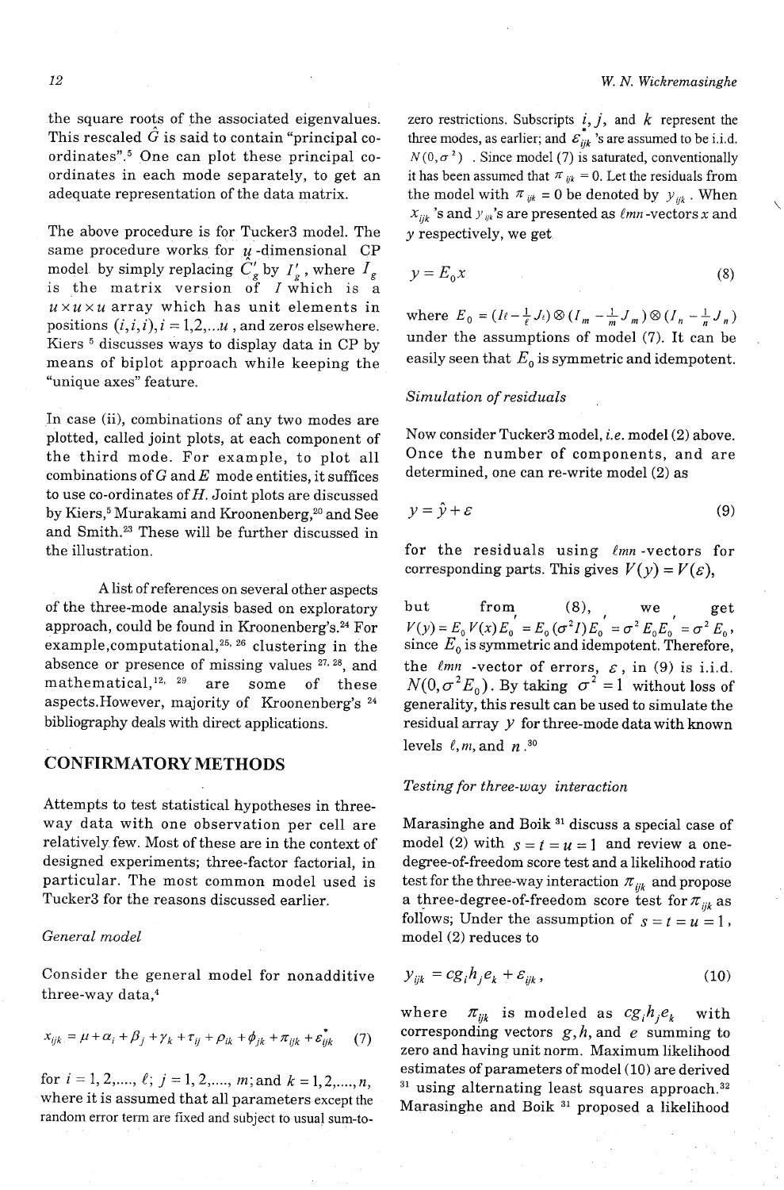the square roots of the associated eigenvalues. This rescaled $\hat{G}$ is said to contain "principal co-ordinates".[5] One can plot these principal co-ordinates in each mode separately, to get an adequate representation of the data matrix.

The above procedure is for Tucker3 model. The same procedure works for $u$-dimensional CP model by simply replacing $\hat{C}_g'$ by $I_g'$, where $I_g$ is the matrix version of $I$ which is a $u \times u \times u$ array which has unit elements in positions $(i,i,i), i = 1,2,...u$, and zeros elsewhere. Kiers [5] discusses ways to display data in CP by means of biplot approach while keeping the "unique axes" feature.

In case (ii), combinations of any two modes are plotted, called joint plots, at each component of the third mode. For example, to plot all combinations of $G$ and $E$ mode entities, it suffices to use co-ordinates of $H$. Joint plots are discussed by Kiers,[5] Murakami and Kroonenberg,[20] and See and Smith.[23] These will be further discussed in the illustration.

A list of references on several other aspects of the three-mode analysis based on exploratory approach, could be found in Kroonenberg's.[24] For example, computational,[25, 26] clustering in the absence or presence of missing values [27, 28], and mathematical,[12, 29] are some of these aspects. However, majority of Kroonenberg's [24] bibliography deals with direct applications.

## CONFIRMATORY METHODS

Attempts to test statistical hypotheses in three-way data with one observation per cell are relatively few. Most of these are in the context of designed experiments; three-factor factorial, in particular. The most common model used is Tucker3 for the reasons discussed earlier.

### *General model*

Consider the general model for nonadditive three-way data,[4]

$$x_{ijk} = \mu + \alpha_i + \beta_j + \gamma_k + \tau_{ij} + \rho_{ik} + \phi_{jk} + \pi_{ijk} + \varepsilon^*_{ijk} \quad (7)$$

for $i = 1,2,...., \ell$; $j = 1,2,...., m$; and $k = 1,2,...., n$, where it is assumed that all parameters except the random error term are fixed and subject to usual sum-to-zero restrictions. Subscripts $i, j,$ and $k$ represent the three modes, as earlier; and $\varepsilon^*_{ijk}$'s are assumed to be i.i.d. $N(0, \sigma^2)$. Since model (7) is saturated, conventionally it has been assumed that $\pi_{ijk} = 0$. Let the residuals from the model with $\pi_{ijk} = 0$ be denoted by $y_{ijk}$. When $x_{ijk}$'s and $y_{ijk}$'s are presented as $\ell mn$-vectors $x$ and $y$ respectively, we get

$$y = E_0 x \quad (8)$$

where $E_0 = (I_\ell - \frac{1}{\ell} J_\ell) \otimes (I_m - \frac{1}{m} J_m) \otimes (I_n - \frac{1}{n} J_n)$ under the assumptions of model (7). It can be easily seen that $E_0$ is symmetric and idempotent.

### *Simulation of residuals*

Now consider Tucker3 model, *i.e.* model (2) above. Once the number of components, and are determined, one can re-write model (2) as

$$y = \hat{y} + \varepsilon \quad (9)$$

for the residuals using $\ell mn$-vectors for corresponding parts. This gives $V(y) = V(\varepsilon)$,

but from (8), we get $V(y) = E_0 V(x) E_0' = E_0(\sigma^2 I) E_0' = \sigma^2 E_0 E_0' = \sigma^2 E_0$, since $E_0$ is symmetric and idempotent. Therefore, the $\ell mn$-vector of errors, $\varepsilon$, in (9) is i.i.d. $N(0, \sigma^2 E_0)$. By taking $\sigma^2 = 1$ without loss of generality, this result can be used to simulate the residual array $y$ for three-mode data with known levels $\ell, m,$ and $n$.[30]

### *Testing for three-way interaction*

Marasinghe and Boik [31] discuss a special case of model (2) with $s = t = u = 1$ and review a one-degree-of-freedom score test and a likelihood ratio test for the three-way interaction $\pi_{ijk}$ and propose a three-degree-of-freedom score test for $\pi_{ijk}$ as follows; Under the assumption of $s = t = u = 1$, model (2) reduces to

$$y_{ijk} = c g_i h_j e_k + \varepsilon_{ijk}, \quad (10)$$

where $\pi_{ijk}$ is modeled as $c g_i h_j e_k$ with corresponding vectors $g, h,$ and $e$ summing to zero and having unit norm. Maximum likelihood estimates of parameters of model (10) are derived [31] using alternating least squares approach.[32] Marasinghe and Boik [31] proposed a likelihood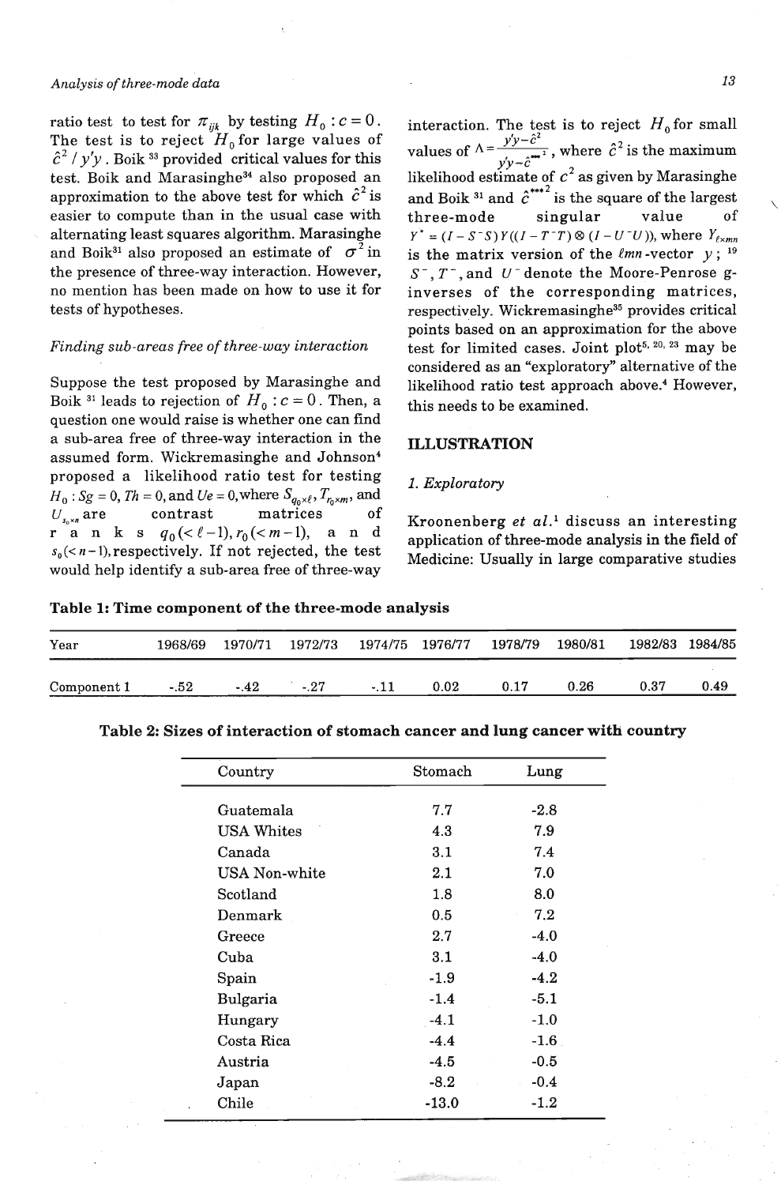ratio test to test for $\pi_{ijk}$ by testing $H_0 : c = 0$. The test is to reject $H_0$ for large values of $\hat{c}^2 / y'y$. Boik [33] provided critical values for this test. Boik and Marasinghe[34] also proposed an approximation to the above test for which $\hat{c}^2$ is easier to compute than in the usual case with alternating least squares algorithm. Marasinghe and Boik[31] also proposed an estimate of $\sigma^2$ in the presence of three-way interaction. However, no mention has been made on how to use it for tests of hypotheses.

*Finding sub-areas free of three-way interaction*

Suppose the test proposed by Marasinghe and Boik [31] leads to rejection of $H_0 : c = 0$. Then, a question one would raise is whether one can find a sub-area free of three-way interaction in the assumed form. Wickremasinghe and Johnson[4] proposed a likelihood ratio test for testing $H_0 : Sg = 0, Th = 0,$ and $Ue = 0,$ where $S_{q_0 \times \ell}$, $T_{r_0 \times m}$, and $U_{s_0 \times n}$ are contrast matrices of ranks $q_0 (< \ell - 1)$, $r_0 (< m - 1)$, and $s_0 (< n - 1)$, respectively. If not rejected, the test would help identify a sub-area free of three-way interaction. The test is to reject $H_0$ for small values of $\Lambda = \frac{y'y - \hat{c}^2}{y'y - \hat{c}^{***2}}$, where $\hat{c}^2$ is the maximum likelihood estimate of $c^2$ as given by Marasinghe and Boik [31] and $\hat{c}^{***2}$ is the square of the largest three-mode singular value of $Y^* = (I - S^- S) Y ((I - T^- T) \otimes (I - U^- U))$, where $Y_{\ell \times mn}$ is the matrix version of the $\ell mn$-vector $y$; [19] $S^-$, $T^-$, and $U^-$ denote the Moore-Penrose g-inverses of the corresponding matrices, respectively. Wickremasinghe[35] provides critical points based on an approximation for the above test for limited cases. Joint plot[5, 20, 23] may be considered as an "exploratory" alternative of the likelihood ratio test approach above.[4] However, this needs to be examined.

## ILLUSTRATION

### 1. Exploratory

Kroonenberg *et al.*[1] discuss an interesting application of three-mode analysis in the field of Medicine: Usually in large comparative studies

**Table 1: Time component of the three-mode analysis**

| Year | 1968/69 | 1970/71 | 1972/73 | 1974/75 | 1976/77 | 1978/79 | 1980/81 | 1982/83 | 1984/85 |
|---|---|---|---|---|---|---|---|---|---|
| Component 1 | -.52 | -.42 | -.27 | -.11 | 0.02 | 0.17 | 0.26 | 0.37 | 0.49 |

**Table 2: Sizes of interaction of stomach cancer and lung cancer with country**

| Country | Stomach | Lung |
|---|---|---|
| Guatemala | 7.7 | -2.8 |
| USA Whites | 4.3 | 7.9 |
| Canada | 3.1 | 7.4 |
| USA Non-white | 2.1 | 7.0 |
| Scotland | 1.8 | 8.0 |
| Denmark | 0.5 | 7.2 |
| Greece | 2.7 | -4.0 |
| Cuba | 3.1 | -4.0 |
| Spain | -1.9 | -4.2 |
| Bulgaria | -1.4 | -5.1 |
| Hungary | -4.1 | -1.0 |
| Costa Rica | -4.4 | -1.6 |
| Austria | -4.5 | -0.5 |
| Japan | -8.2 | -0.4 |
| Chile | -13.0 | -1.2 |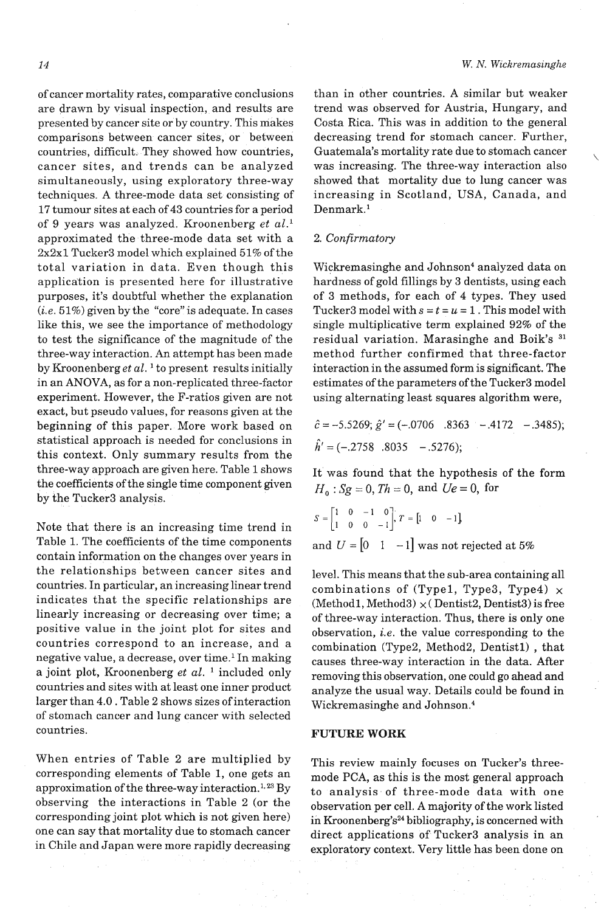of cancer mortality rates, comparative conclusions are drawn by visual inspection, and results are presented by cancer site or by country. This makes comparisons between cancer sites, or between countries, difficult. They showed how countries, cancer sites, and trends can be analyzed simultaneously, using exploratory three-way techniques. A three-mode data set consisting of 17 tumour sites at each of 43 countries for a period of 9 years was analyzed. Kroonenberg *et al.*[1] approximated the three-mode data set with a 2x2x1 Tucker3 model which explained 51% of the total variation in data. Even though this application is presented here for illustrative purposes, it's doubtful whether the explanation (*i.e.* 51%) given by the "core" is adequate. In cases like this, we see the importance of methodology to test the significance of the magnitude of the three-way interaction. An attempt has been made by Kroonenberg *et al.* [1] to present results initially in an ANOVA, as for a non-replicated three-factor experiment. However, the F-ratios given are not exact, but pseudo values, for reasons given at the beginning of this paper. More work based on statistical approach is needed for conclusions in this context. Only summary results from the three-way approach are given here. Table 1 shows the coefficients of the single time component given by the Tucker3 analysis.

Note that there is an increasing time trend in Table 1. The coefficients of the time components contain information on the changes over years in the relationships between cancer sites and countries. In particular, an increasing linear trend indicates that the specific relationships are linearly increasing or decreasing over time; a positive value in the joint plot for sites and countries correspond to an increase, and a negative value, a decrease, over time.[1] In making a joint plot, Kroonenberg *et al.* [1] included only countries and sites with at least one inner product larger than 4.0 . Table 2 shows sizes of interaction of stomach cancer and lung cancer with selected countries.

When entries of Table 2 are multiplied by corresponding elements of Table 1, one gets an approximation of the three-way interaction.[1, 23] By observing the interactions in Table 2 (or the corresponding joint plot which is not given here) one can say that mortality due to stomach cancer in Chile and Japan were more rapidly decreasing than in other countries. A similar but weaker trend was observed for Austria, Hungary, and Costa Rica. This was in addition to the general decreasing trend for stomach cancer. Further, Guatemala's mortality rate due to stomach cancer was increasing. The three-way interaction also showed that mortality due to lung cancer was increasing in Scotland, USA, Canada, and Denmark.[1]

## 2. *Confirmatory*

Wickremasinghe and Johnson[4] analyzed data on hardness of gold fillings by 3 dentists, using each of 3 methods, for each of 4 types. They used Tucker3 model with $s = t = u = 1$ . This model with single multiplicative term explained 92% of the residual variation. Marasinghe and Boik's [31] method further confirmed that three-factor interaction in the assumed form is significant. The estimates of the parameters of the Tucker3 model using alternating least squares algorithm were,

$$\hat{c} = -5.5269;\ \hat{g}' = (-.0706 \quad .8363 \quad -.4172 \quad -.3485);$$

$$\hat{h}' = (-.2758 \quad .8035 \quad -.5276);$$

It was found that the hypothesis of the form $H_0 : Sg = 0, Th = 0,$ and $Ue = 0,$ for

$$S = \begin{bmatrix} 1 & 0 & -1 & 0 \\ 1 & 0 & 0 & -1 \end{bmatrix}, T = \begin{bmatrix} 1 & 0 & -1 \end{bmatrix},$$

and $U = \begin{bmatrix} 0 & 1 & -1 \end{bmatrix}$ was not rejected at 5% level. This means that the sub-area containing all combinations of (Type1, Type3, Type4) $\times$ (Method1, Method3) $\times$ ( Dentist2, Dentist3) is free of three-way interaction. Thus, there is only one observation, *i.e.* the value corresponding to the combination (Type2, Method2, Dentist1) , that causes three-way interaction in the data. After removing this observation, one could go ahead and analyze the usual way. Details could be found in Wickremasinghe and Johnson.[4]

## FUTURE WORK

This review mainly focuses on Tucker's three-mode PCA, as this is the most general approach to analysis of three-mode data with one observation per cell. A majority of the work listed in Kroonenberg's[24] bibliography, is concerned with direct applications of Tucker3 analysis in an exploratory context. Very little has been done on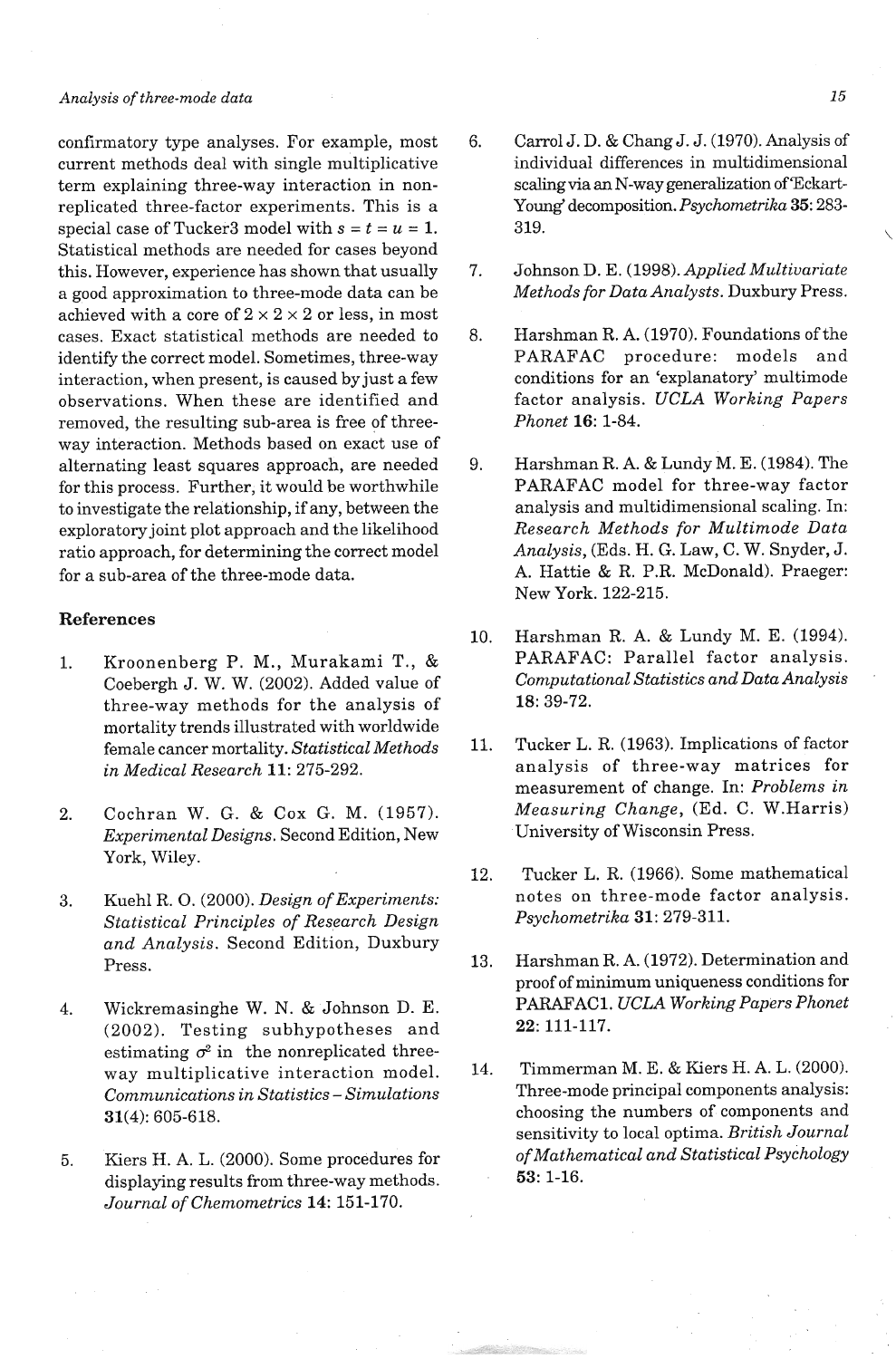confirmatory type analyses. For example, most current methods deal with single multiplicative term explaining three-way interaction in non-replicated three-factor experiments. This is a special case of Tucker3 model with $s = t = u = 1$. Statistical methods are needed for cases beyond this. However, experience has shown that usually a good approximation to three-mode data can be achieved with a core of $2 \times 2 \times 2$ or less, in most cases. Exact statistical methods are needed to identify the correct model. Sometimes, three-way interaction, when present, is caused by just a few observations. When these are identified and removed, the resulting sub-area is free of three-way interaction. Methods based on exact use of alternating least squares approach, are needed for this process. Further, it would be worthwhile to investigate the relationship, if any, between the exploratory joint plot approach and the likelihood ratio approach, for determining the correct model for a sub-area of the three-mode data.

## References

1. Kroonenberg P. M., Murakami T., & Coebergh J. W. W. (2002). Added value of three-way methods for the analysis of mortality trends illustrated with worldwide female cancer mortality. *Statistical Methods in Medical Research* **11**: 275-292.

2. Cochran W. G. & Cox G. M. (1957). *Experimental Designs*. Second Edition, New York, Wiley.

3. Kuehl R. O. (2000). *Design of Experiments: Statistical Principles of Research Design and Analysis*. Second Edition, Duxbury Press.

4. Wickremasinghe W. N. & Johnson D. E. (2002). Testing subhypotheses and estimating $\sigma^2$ in the nonreplicated three-way multiplicative interaction model. *Communications in Statistics – Simulations* **31**(4): 605-618.

5. Kiers H. A. L. (2000). Some procedures for displaying results from three-way methods. *Journal of Chemometrics* **14**: 151-170.

6. Carrol J. D. & Chang J. J. (1970). Analysis of individual differences in multidimensional scaling via an N-way generalization of 'Eckart-Young' decomposition. *Psychometrika* **35**: 283-319.

7. Johnson D. E. (1998). *Applied Multivariate Methods for Data Analysts*. Duxbury Press.

8. Harshman R. A. (1970). Foundations of the PARAFAC procedure: models and conditions for an 'explanatory' multimode factor analysis. *UCLA Working Papers Phonet* **16**: 1-84.

9. Harshman R. A. & Lundy M. E. (1984). The PARAFAC model for three-way factor analysis and multidimensional scaling. In: *Research Methods for Multimode Data Analysis*, (Eds. H. G. Law, C. W. Snyder, J. A. Hattie & R. P.R. McDonald). Praeger: New York. 122-215.

10. Harshman R. A. & Lundy M. E. (1994). PARAFAC: Parallel factor analysis. *Computational Statistics and Data Analysis* **18**: 39-72.

11. Tucker L. R. (1963). Implications of factor analysis of three-way matrices for measurement of change. In: *Problems in Measuring Change*, (Ed. C. W.Harris) University of Wisconsin Press.

12. Tucker L. R. (1966). Some mathematical notes on three-mode factor analysis. *Psychometrika* **31**: 279-311.

13. Harshman R. A. (1972). Determination and proof of minimum uniqueness conditions for PARAFAC1. *UCLA Working Papers Phonet* **22**: 111-117.

14. Timmerman M. E. & Kiers H. A. L. (2000). Three-mode principal components analysis: choosing the numbers of components and sensitivity to local optima. *British Journal of Mathematical and Statistical Psychology* **53**: 1-16.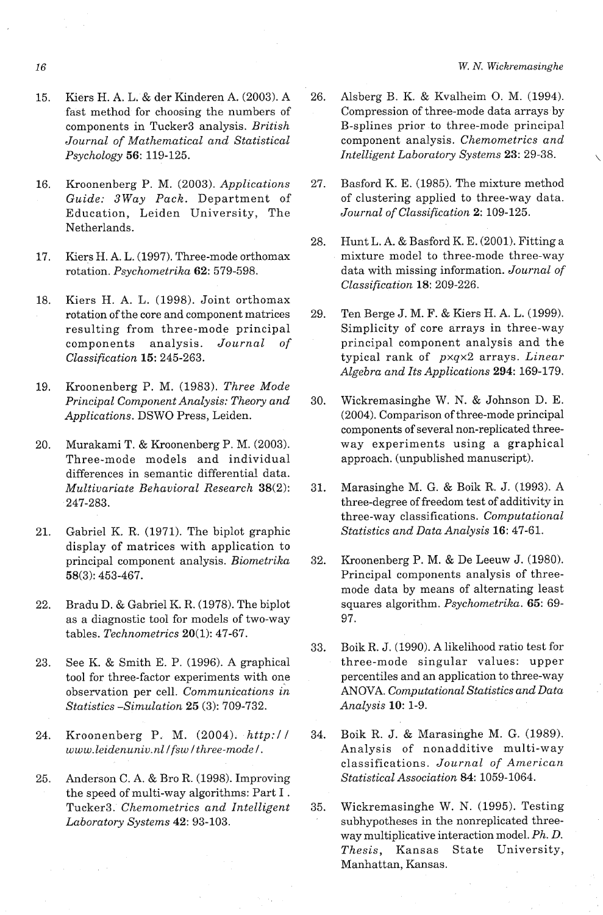15. Kiers H. A. L. & der Kinderen A. (2003). A fast method for choosing the numbers of components in Tucker3 analysis. *British Journal of Mathematical and Statistical Psychology* **56**: 119-125.

16. Kroonenberg P. M. (2003). *Applications Guide: 3Way Pack*. Department of Education, Leiden University, The Netherlands.

17. Kiers H. A. L. (1997). Three-mode orthomax rotation. *Psychometrika* **62**: 579-598.

18. Kiers H. A. L. (1998). Joint orthomax rotation of the core and component matrices resulting from three-mode principal components analysis. *Journal of Classification* **15**: 245-263.

19. Kroonenberg P. M. (1983). *Three Mode Principal Component Analysis: Theory and Applications*. DSWO Press, Leiden.

20. Murakami T. & Kroonenberg P. M. (2003). Three-mode models and individual differences in semantic differential data. *Multivariate Behavioral Research* **38**(2): 247-283.

21. Gabriel K. R. (1971). The biplot graphic display of matrices with application to principal component analysis. *Biometrika* **58**(3): 453-467.

22. Bradu D. & Gabriel K. R. (1978). The biplot as a diagnostic tool for models of two-way tables. *Technometrics* **20**(1): 47-67.

23. See K. & Smith E. P. (1996). A graphical tool for three-factor experiments with one observation per cell. *Communications in Statistics –Simulation* **25** (3): 709-732.

24. Kroonenberg P. M. (2004). *http://www.leidenuniv.nl/fsw/three-mode/*.

25. Anderson C. A. & Bro R. (1998). Improving the speed of multi-way algorithms: Part I. Tucker3. *Chemometrics and Intelligent Laboratory Systems* **42**: 93-103.

26. Alsberg B. K. & Kvalheim O. M. (1994). Compression of three-mode data arrays by B-splines prior to three-mode principal component analysis. *Chemometrics and Intelligent Laboratory Systems* **23**: 29-38.

27. Basford K. E. (1985). The mixture method of clustering applied to three-way data. *Journal of Classification* **2**: 109-125.

28. Hunt L. A. & Basford K. E. (2001). Fitting a mixture model to three-mode three-way data with missing information. *Journal of Classification* **18**: 209-226.

29. Ten Berge J. M. F. & Kiers H. A. L. (1999). Simplicity of core arrays in three-way principal component analysis and the typical rank of $p \times q \times 2$ arrays. *Linear Algebra and Its Applications* **294**: 169-179.

30. Wickremasinghe W. N. & Johnson D. E. (2004). Comparison of three-mode principal components of several non-replicated three-way experiments using a graphical approach. (unpublished manuscript).

31. Marasinghe M. G. & Boik R. J. (1993). A three-degree of freedom test of additivity in three-way classifications. *Computational Statistics and Data Analysis* **16**: 47-61.

32. Kroonenberg P. M. & De Leeuw J. (1980). Principal components analysis of three-mode data by means of alternating least squares algorithm. *Psychometrika*. **65**: 69-97.

33. Boik R. J. (1990). A likelihood ratio test for three-mode singular values: upper percentiles and an application to three-way ANOVA. *Computational Statistics and Data Analysis* **10**: 1-9.

34. Boik R. J. & Marasinghe M. G. (1989). Analysis of nonadditive multi-way classifications. *Journal of American Statistical Association* **84**: 1059-1064.

35. Wickremasinghe W. N. (1995). Testing subhypotheses in the nonreplicated three-way multiplicative interaction model. *Ph. D. Thesis*, Kansas State University, Manhattan, Kansas.